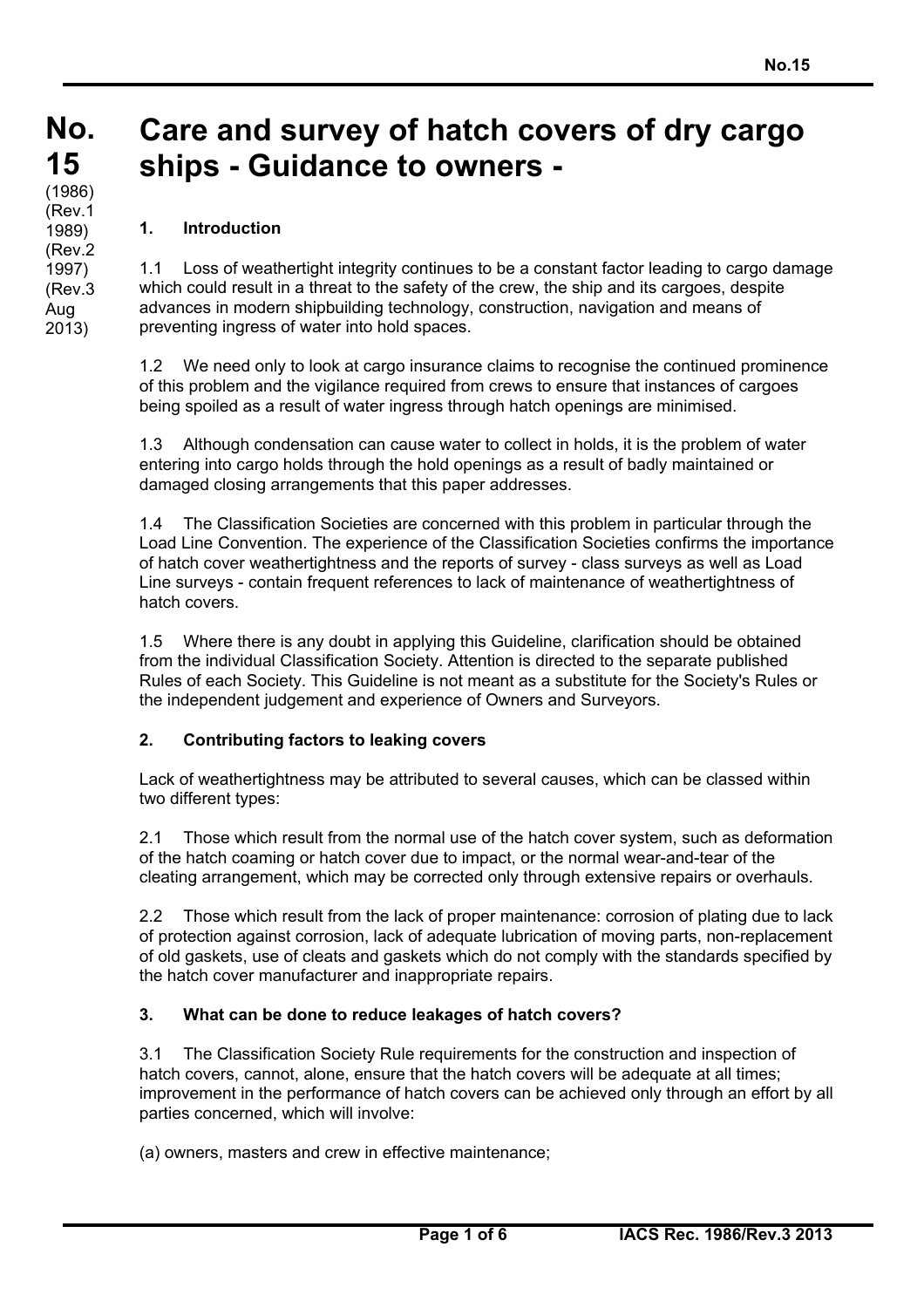# No. 15

(1986)
(Rev.1 1989)
(Rev.2 1997)
(Rev.3 Aug 2013)

# Care and survey of hatch covers of dry cargo ships - Guidance to owners -

## 1. Introduction

1.1 Loss of weathertight integrity continues to be a constant factor leading to cargo damage which could result in a threat to the safety of the crew, the ship and its cargoes, despite advances in modern shipbuilding technology, construction, navigation and means of preventing ingress of water into hold spaces.

1.2 We need only to look at cargo insurance claims to recognise the continued prominence of this problem and the vigilance required from crews to ensure that instances of cargoes being spoiled as a result of water ingress through hatch openings are minimised.

1.3 Although condensation can cause water to collect in holds, it is the problem of water entering into cargo holds through the hold openings as a result of badly maintained or damaged closing arrangements that this paper addresses.

1.4 The Classification Societies are concerned with this problem in particular through the Load Line Convention. The experience of the Classification Societies confirms the importance of hatch cover weathertightness and the reports of survey - class surveys as well as Load Line surveys - contain frequent references to lack of maintenance of weathertightness of hatch covers.

1.5 Where there is any doubt in applying this Guideline, clarification should be obtained from the individual Classification Society. Attention is directed to the separate published Rules of each Society. This Guideline is not meant as a substitute for the Society's Rules or the independent judgement and experience of Owners and Surveyors.

## 2. Contributing factors to leaking covers

Lack of weathertightness may be attributed to several causes, which can be classed within two different types:

2.1 Those which result from the normal use of the hatch cover system, such as deformation of the hatch coaming or hatch cover due to impact, or the normal wear-and-tear of the cleating arrangement, which may be corrected only through extensive repairs or overhauls.

2.2 Those which result from the lack of proper maintenance: corrosion of plating due to lack of protection against corrosion, lack of adequate lubrication of moving parts, non-replacement of old gaskets, use of cleats and gaskets which do not comply with the standards specified by the hatch cover manufacturer and inappropriate repairs.

## 3. What can be done to reduce leakages of hatch covers?

3.1 The Classification Society Rule requirements for the construction and inspection of hatch covers, cannot, alone, ensure that the hatch covers will be adequate at all times; improvement in the performance of hatch covers can be achieved only through an effort by all parties concerned, which will involve:

(a) owners, masters and crew in effective maintenance;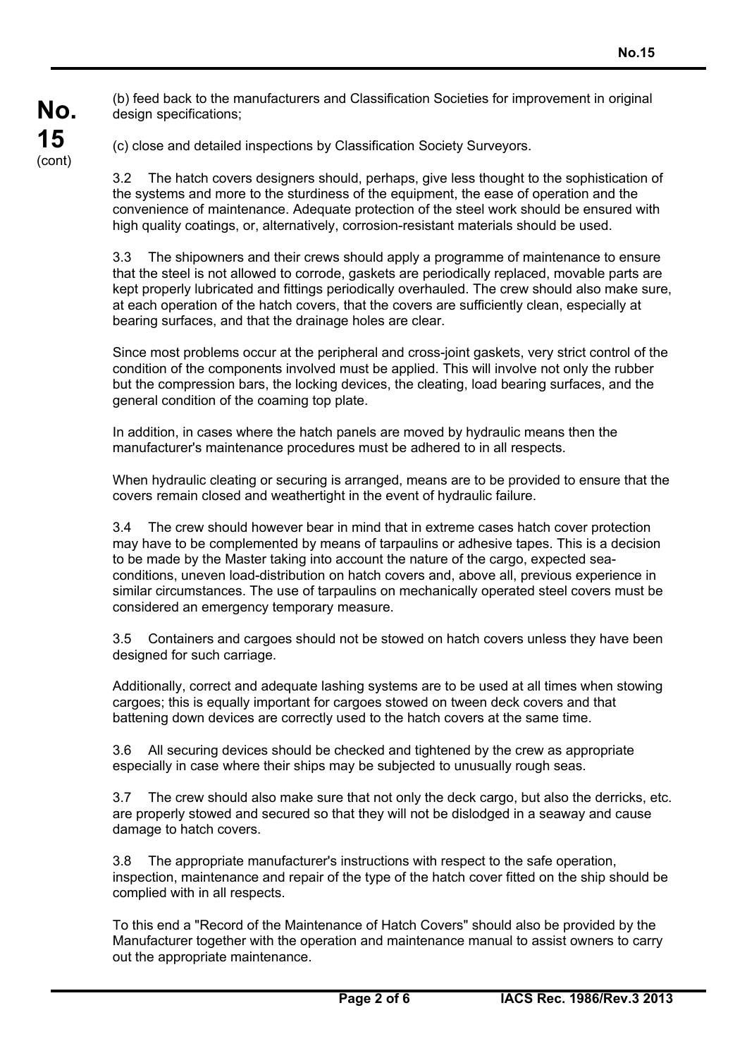(b) feed back to the manufacturers and Classification Societies for improvement in original design specifications;

(c) close and detailed inspections by Classification Society Surveyors.

3.2 The hatch covers designers should, perhaps, give less thought to the sophistication of the systems and more to the sturdiness of the equipment, the ease of operation and the convenience of maintenance. Adequate protection of the steel work should be ensured with high quality coatings, or, alternatively, corrosion-resistant materials should be used.

3.3 The shipowners and their crews should apply a programme of maintenance to ensure that the steel is not allowed to corrode, gaskets are periodically replaced, movable parts are kept properly lubricated and fittings periodically overhauled. The crew should also make sure, at each operation of the hatch covers, that the covers are sufficiently clean, especially at bearing surfaces, and that the drainage holes are clear.

Since most problems occur at the peripheral and cross-joint gaskets, very strict control of the condition of the components involved must be applied. This will involve not only the rubber but the compression bars, the locking devices, the cleating, load bearing surfaces, and the general condition of the coaming top plate.

In addition, in cases where the hatch panels are moved by hydraulic means then the manufacturer's maintenance procedures must be adhered to in all respects.

When hydraulic cleating or securing is arranged, means are to be provided to ensure that the covers remain closed and weathertight in the event of hydraulic failure.

3.4 The crew should however bear in mind that in extreme cases hatch cover protection may have to be complemented by means of tarpaulins or adhesive tapes. This is a decision to be made by the Master taking into account the nature of the cargo, expected sea-conditions, uneven load-distribution on hatch covers and, above all, previous experience in similar circumstances. The use of tarpaulins on mechanically operated steel covers must be considered an emergency temporary measure.

3.5 Containers and cargoes should not be stowed on hatch covers unless they have been designed for such carriage.

Additionally, correct and adequate lashing systems are to be used at all times when stowing cargoes; this is equally important for cargoes stowed on tween deck covers and that battening down devices are correctly used to the hatch covers at the same time.

3.6 All securing devices should be checked and tightened by the crew as appropriate especially in case where their ships may be subjected to unusually rough seas.

3.7 The crew should also make sure that not only the deck cargo, but also the derricks, etc. are properly stowed and secured so that they will not be dislodged in a seaway and cause damage to hatch covers.

3.8 The appropriate manufacturer's instructions with respect to the safe operation, inspection, maintenance and repair of the type of the hatch cover fitted on the ship should be complied with in all respects.

To this end a "Record of the Maintenance of Hatch Covers" should also be provided by the Manufacturer together with the operation and maintenance manual to assist owners to carry out the appropriate maintenance.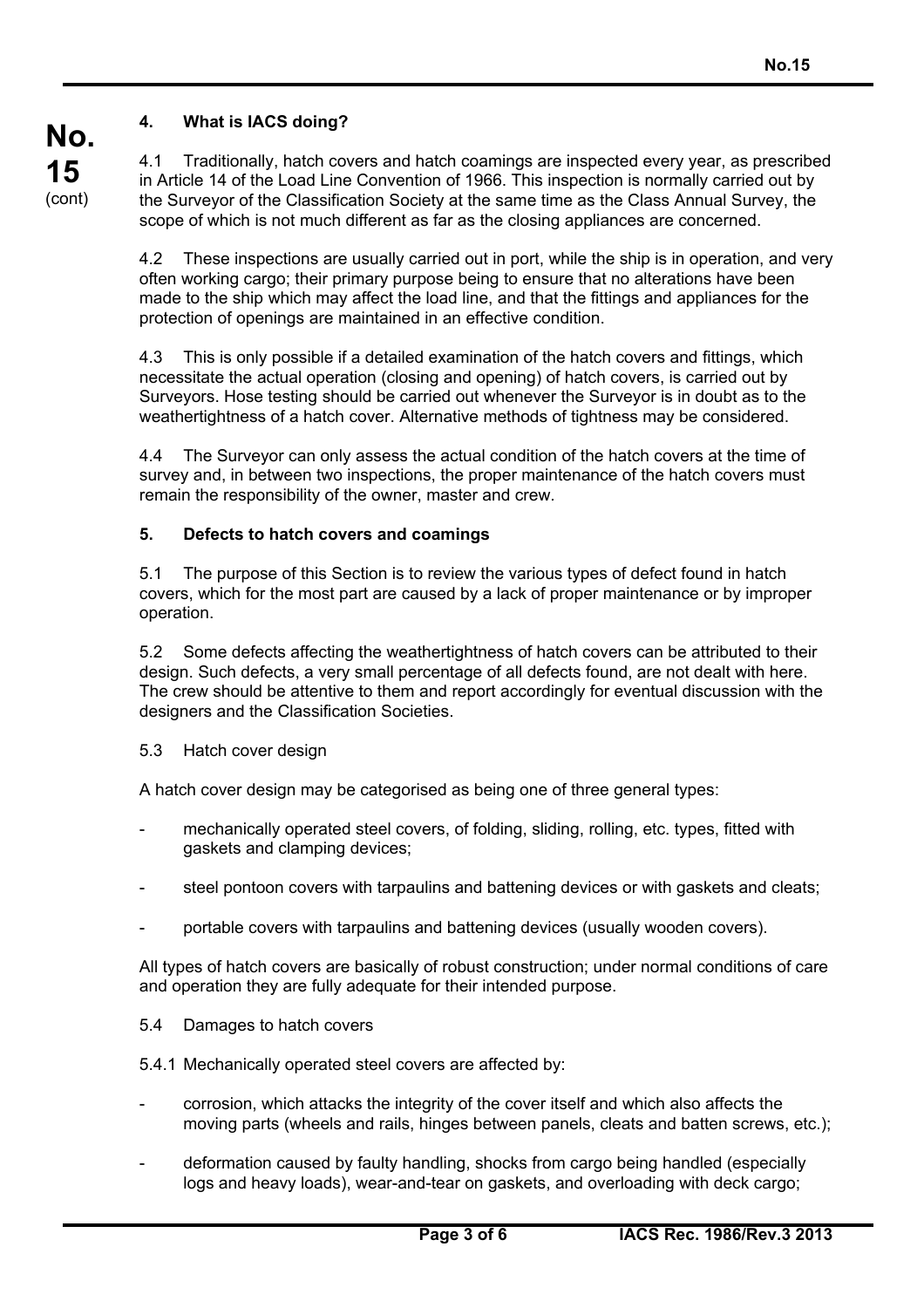**4. What is IACS doing?**

4.1 Traditionally, hatch covers and hatch coamings are inspected every year, as prescribed in Article 14 of the Load Line Convention of 1966. This inspection is normally carried out by the Surveyor of the Classification Society at the same time as the Class Annual Survey, the scope of which is not much different as far as the closing appliances are concerned.

4.2 These inspections are usually carried out in port, while the ship is in operation, and very often working cargo; their primary purpose being to ensure that no alterations have been made to the ship which may affect the load line, and that the fittings and appliances for the protection of openings are maintained in an effective condition.

4.3 This is only possible if a detailed examination of the hatch covers and fittings, which necessitate the actual operation (closing and opening) of hatch covers, is carried out by Surveyors. Hose testing should be carried out whenever the Surveyor is in doubt as to the weathertightness of a hatch cover. Alternative methods of tightness may be considered.

4.4 The Surveyor can only assess the actual condition of the hatch covers at the time of survey and, in between two inspections, the proper maintenance of the hatch covers must remain the responsibility of the owner, master and crew.

**5. Defects to hatch covers and coamings**

5.1 The purpose of this Section is to review the various types of defect found in hatch covers, which for the most part are caused by a lack of proper maintenance or by improper operation.

5.2 Some defects affecting the weathertightness of hatch covers can be attributed to their design. Such defects, a very small percentage of all defects found, are not dealt with here. The crew should be attentive to them and report accordingly for eventual discussion with the designers and the Classification Societies.

5.3 Hatch cover design

A hatch cover design may be categorised as being one of three general types:

- mechanically operated steel covers, of folding, sliding, rolling, etc. types, fitted with gaskets and clamping devices;
- steel pontoon covers with tarpaulins and battening devices or with gaskets and cleats;
- portable covers with tarpaulins and battening devices (usually wooden covers).

All types of hatch covers are basically of robust construction; under normal conditions of care and operation they are fully adequate for their intended purpose.

5.4 Damages to hatch covers

5.4.1 Mechanically operated steel covers are affected by:

- corrosion, which attacks the integrity of the cover itself and which also affects the moving parts (wheels and rails, hinges between panels, cleats and batten screws, etc.);
- deformation caused by faulty handling, shocks from cargo being handled (especially logs and heavy loads), wear-and-tear on gaskets, and overloading with deck cargo;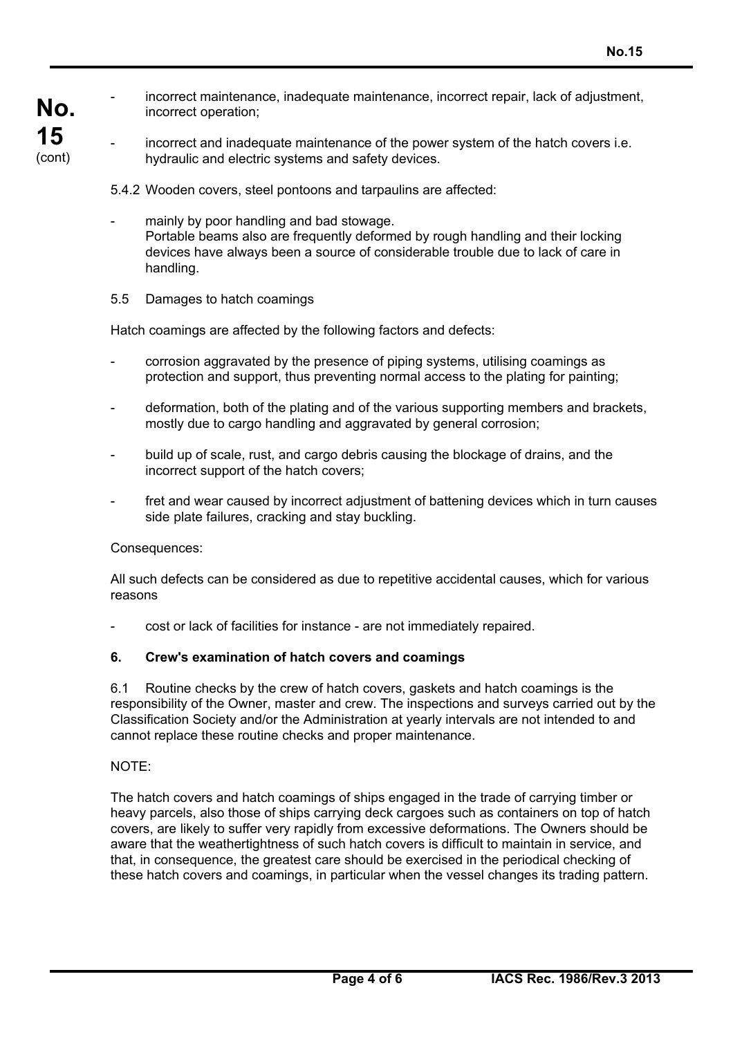- incorrect maintenance, inadequate maintenance, incorrect repair, lack of adjustment, incorrect operation;
- incorrect and inadequate maintenance of the power system of the hatch covers i.e. hydraulic and electric systems and safety devices.

5.4.2 Wooden covers, steel pontoons and tarpaulins are affected:

- mainly by poor handling and bad stowage.
  Portable beams also are frequently deformed by rough handling and their locking devices have always been a source of considerable trouble due to lack of care in handling.

5.5 Damages to hatch coamings

Hatch coamings are affected by the following factors and defects:

- corrosion aggravated by the presence of piping systems, utilising coamings as protection and support, thus preventing normal access to the plating for painting;
- deformation, both of the plating and of the various supporting members and brackets, mostly due to cargo handling and aggravated by general corrosion;
- build up of scale, rust, and cargo debris causing the blockage of drains, and the incorrect support of the hatch covers;
- fret and wear caused by incorrect adjustment of battening devices which in turn causes side plate failures, cracking and stay buckling.

Consequences:

All such defects can be considered as due to repetitive accidental causes, which for various reasons

- cost or lack of facilities for instance - are not immediately repaired.

## 6. Crew's examination of hatch covers and coamings

6.1 Routine checks by the crew of hatch covers, gaskets and hatch coamings is the responsibility of the Owner, master and crew. The inspections and surveys carried out by the Classification Society and/or the Administration at yearly intervals are not intended to and cannot replace these routine checks and proper maintenance.

NOTE:

The hatch covers and hatch coamings of ships engaged in the trade of carrying timber or heavy parcels, also those of ships carrying deck cargoes such as containers on top of hatch covers, are likely to suffer very rapidly from excessive deformations. The Owners should be aware that the weathertightness of such hatch covers is difficult to maintain in service, and that, in consequence, the greatest care should be exercised in the periodical checking of these hatch covers and coamings, in particular when the vessel changes its trading pattern.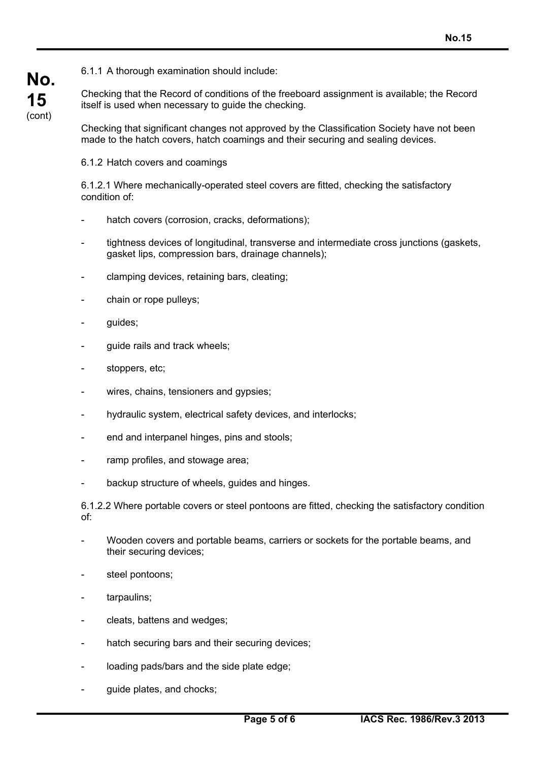6.1.1 A thorough examination should include:

Checking that the Record of conditions of the freeboard assignment is available; the Record itself is used when necessary to guide the checking.

Checking that significant changes not approved by the Classification Society have not been made to the hatch covers, hatch coamings and their securing and sealing devices.

6.1.2 Hatch covers and coamings

6.1.2.1 Where mechanically-operated steel covers are fitted, checking the satisfactory condition of:

- hatch covers (corrosion, cracks, deformations);
- tightness devices of longitudinal, transverse and intermediate cross junctions (gaskets, gasket lips, compression bars, drainage channels);
- clamping devices, retaining bars, cleating;
- chain or rope pulleys;
- guides;
- guide rails and track wheels;
- stoppers, etc;
- wires, chains, tensioners and gypsies;
- hydraulic system, electrical safety devices, and interlocks;
- end and interpanel hinges, pins and stools;
- ramp profiles, and stowage area;
- backup structure of wheels, guides and hinges.

6.1.2.2 Where portable covers or steel pontoons are fitted, checking the satisfactory condition of:

- Wooden covers and portable beams, carriers or sockets for the portable beams, and their securing devices;
- steel pontoons;
- tarpaulins;
- cleats, battens and wedges;
- hatch securing bars and their securing devices;
- loading pads/bars and the side plate edge;
- guide plates, and chocks;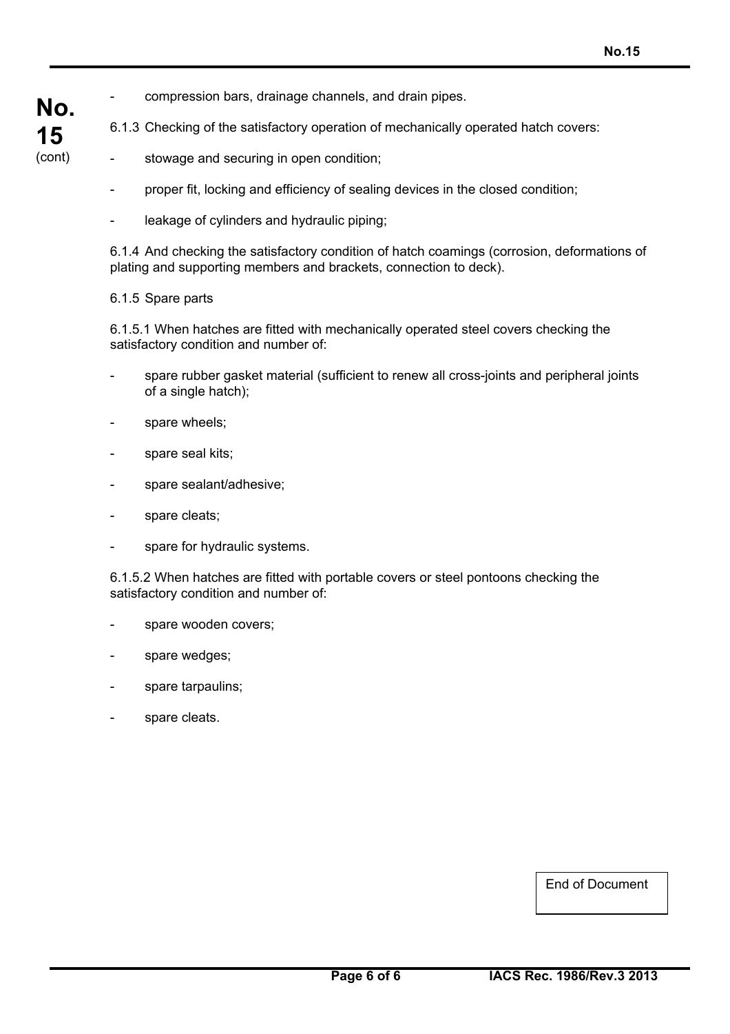- compression bars, drainage channels, and drain pipes.

6.1.3 Checking of the satisfactory operation of mechanically operated hatch covers:

- stowage and securing in open condition;
- proper fit, locking and efficiency of sealing devices in the closed condition;
- leakage of cylinders and hydraulic piping;

6.1.4 And checking the satisfactory condition of hatch coamings (corrosion, deformations of plating and supporting members and brackets, connection to deck).

6.1.5 Spare parts

6.1.5.1 When hatches are fitted with mechanically operated steel covers checking the satisfactory condition and number of:

- spare rubber gasket material (sufficient to renew all cross-joints and peripheral joints of a single hatch);
- spare wheels;
- spare seal kits;
- spare sealant/adhesive;
- spare cleats;
- spare for hydraulic systems.

6.1.5.2 When hatches are fitted with portable covers or steel pontoons checking the satisfactory condition and number of:

- spare wooden covers;
- spare wedges;
- spare tarpaulins;
- spare cleats.

End of Document